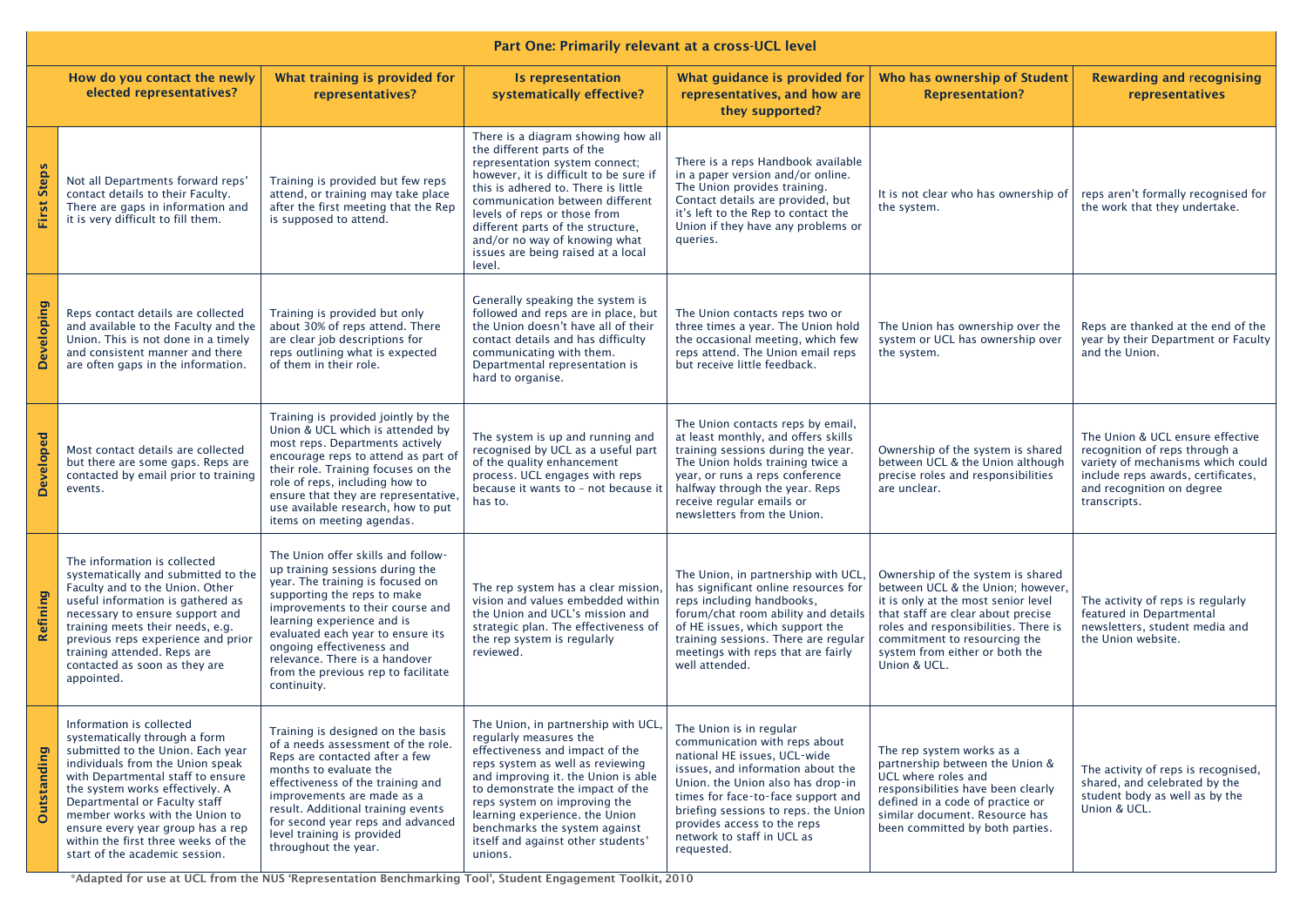## Part One: Primarily relevant at a cross-UCL level

| | How do you contact the newly elected representatives? | What training is provided for representatives? | Is representation systematically effective? | What guidance is provided for representatives, and how are they supported? | Who has ownership of Student Representation? | Rewarding and recognising representatives |
|---|---|---|---|---|---|---|
| **First Steps** | Not all Departments forward reps' contact details to their Faculty. There are gaps in information and it is very difficult to fill them. | Training is provided but few reps attend, or training may take place after the first meeting that the Rep is supposed to attend. | There is a diagram showing how all the different parts of the representation system connect; however, it is difficult to be sure if this is adhered to. There is little communication between different levels of reps or those from different parts of the structure, and/or no way of knowing what issues are being raised at a local level. | There is a reps Handbook available in a paper version and/or online. The Union provides training. Contact details are provided, but it's left to the Rep to contact the Union if they have any problems or queries. | It is not clear who has ownership of the system. | reps aren't formally recognised for the work that they undertake. |
| **Developing** | Reps contact details are collected and available to the Faculty and the Union. This is not done in a timely and consistent manner and there are often gaps in the information. | Training is provided but only about 30% of reps attend. There are clear job descriptions for reps outlining what is expected of them in their role. | Generally speaking the system is followed and reps are in place, but the Union doesn't have all of their contact details and has difficulty communicating with them. Departmental representation is hard to organise. | The Union contacts reps two or three times a year. The Union hold the occasional meeting, which few reps attend. The Union email reps but receive little feedback. | The Union has ownership over the system or UCL has ownership over the system. | Reps are thanked at the end of the year by their Department or Faculty and the Union. |
| **Developed** | Most contact details are collected but there are some gaps. Reps are contacted by email prior to training events. | Training is provided jointly by the Union & UCL which is attended by most reps. Departments actively encourage reps to attend as part of their role. Training focuses on the role of reps, including how to ensure that they are representative, use available research, how to put items on meeting agendas. | The system is up and running and recognised by UCL as a useful part of the quality enhancement process. UCL engages with reps because it wants to – not because it has to. | The Union contacts reps by email, at least monthly, and offers skills training sessions during the year. The Union holds training twice a year, or runs a reps conference halfway through the year. Reps receive regular emails or newsletters from the Union. | Ownership of the system is shared between UCL & the Union although precise roles and responsibilities are unclear. | The Union & UCL ensure effective recognition of reps through a variety of mechanisms which could include reps awards, certificates, and recognition on degree transcripts. |
| **Refining** | The information is collected systematically and submitted to the Faculty and to the Union. Other useful information is gathered as necessary to ensure support and training meets their needs, e.g. previous reps experience and prior training attended. Reps are contacted as soon as they are appointed. | The Union offer skills and follow-up training sessions during the year. The training is focused on supporting the reps to make improvements to their course and learning experience and is evaluated each year to ensure its ongoing effectiveness and relevance. There is a handover from the previous rep to facilitate continuity. | The rep system has a clear mission, vision and values embedded within the Union and UCL's mission and strategic plan. The effectiveness of the rep system is regularly reviewed. | The Union, in partnership with UCL, has significant online resources for reps including handbooks, forum/chat room ability and details of HE issues, which support the training sessions. There are regular meetings with reps that are fairly well attended. | Ownership of the system is shared between UCL & the Union; however, it is only at the most senior level that staff are clear about precise roles and responsibilities. There is commitment to resourcing the system from either or both the Union & UCL. | The activity of reps is regularly featured in Departmental newsletters, student media and the Union website. |
| **Outstanding** | Information is collected systematically through a form submitted to the Union. Each year individuals from the Union speak with Departmental staff to ensure the system works effectively. A Departmental or Faculty staff member works with the Union to ensure every year group has a rep within the first three weeks of the start of the academic session. | Training is designed on the basis of a needs assessment of the role. Reps are contacted after a few months to evaluate the effectiveness of the training and improvements are made as a result. Additional training events for second year reps and advanced level training is provided throughout the year. | The Union, in partnership with UCL, regularly measures the effectiveness and impact of the reps system as well as reviewing and improving it. The Union is able to demonstrate the impact of the reps system on improving the learning experience. The Union benchmarks the system against itself and against other students' unions. | The Union is in regular communication with reps about national HE issues, UCL-wide issues, and information about the Union. The Union also has drop-in times for face-to-face support and briefing sessions to reps. The Union provides access to the reps network to staff in UCL as requested. | The rep system works as a partnership between the Union & UCL where roles and responsibilities have been clearly defined in a code of practice or similar document. Resource has been committed by both parties. | The activity of reps is recognised, shared, and celebrated by the student body as well as by the Union & UCL. |

*Adapted for use at UCL from the NUS 'Representation Benchmarking Tool', Student Engagement Toolkit, 2010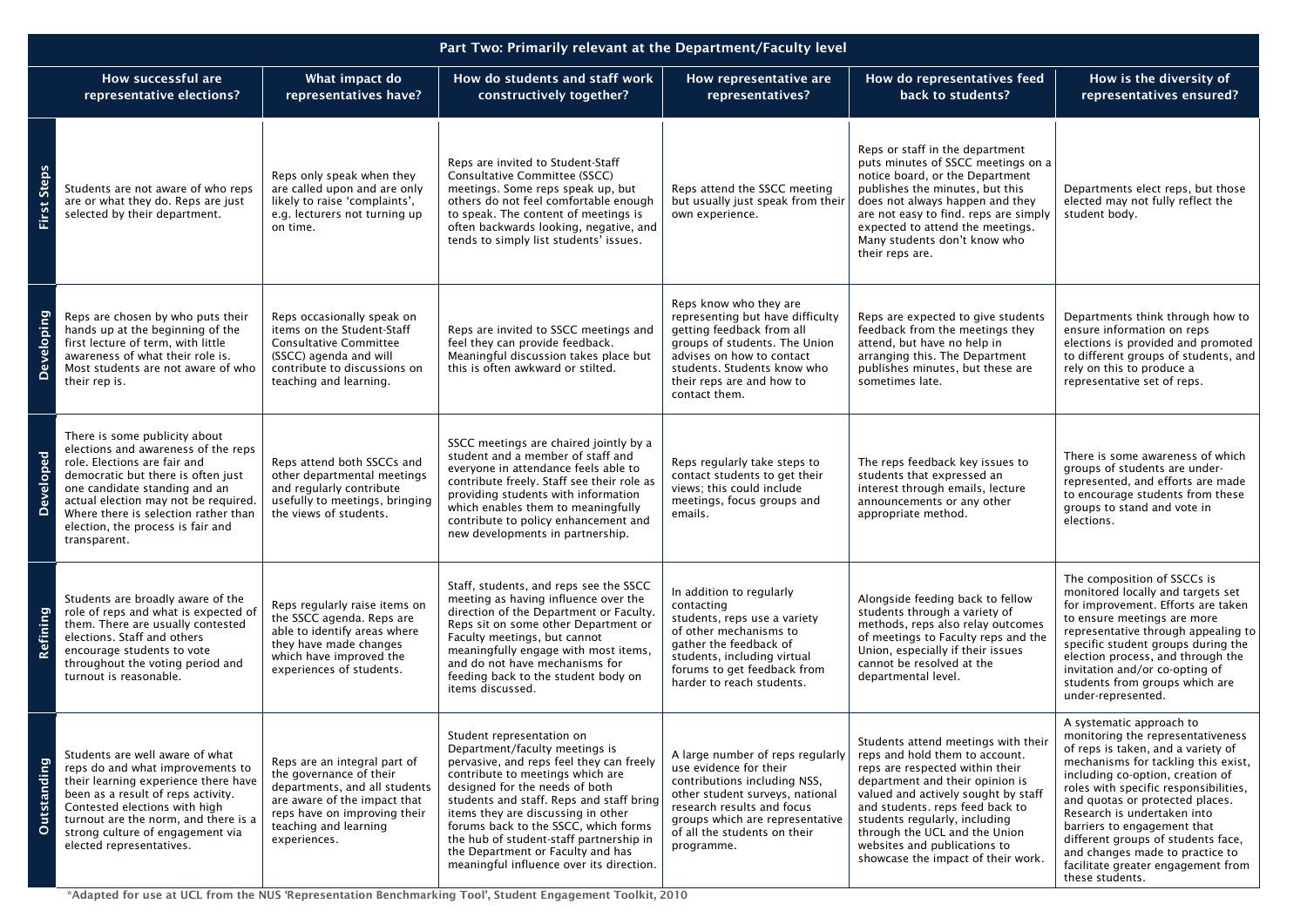## Part Two: Primarily relevant at the Department/Faculty level

| | How successful are representative elections? | What impact do representatives have? | How do students and staff work constructively together? | How representative are representatives? | How do representatives feed back to students? | How is the diversity of representatives ensured? |
|---|---|---|---|---|---|---|
| **First Steps** | Students are not aware of who reps are or what they do. Reps are just selected by their department. | Reps only speak when they are called upon and are only likely to raise 'complaints', e.g. lecturers not turning up on time. | Reps are invited to Student-Staff Consultative Committee (SSCC) meetings. Some reps speak up, but others do not feel comfortable enough to speak. The content of meetings is often backwards looking, negative, and tends to simply list students' issues. | Reps attend the SSCC meeting but usually just speak from their own experience. | Reps or staff in the department puts minutes of SSCC meetings on a notice board, or the Department publishes the minutes, but this does not always happen and they are not easy to find. reps are simply expected to attend the meetings. Many students don't know who their reps are. | Departments elect reps, but those elected may not fully reflect the student body. |
| **Developing** | Reps are chosen by who puts their hands up at the beginning of the first lecture of term, with little awareness of what their role is. Most students are not aware of who their rep is. | Reps occasionally speak on items on the Student-Staff Consultative Committee (SSCC) agenda and will contribute to discussions on teaching and learning. | Reps are invited to SSCC meetings and feel they can provide feedback. Meaningful discussion takes place but this is often awkward or stilted. | Reps know who they are representing but have difficulty getting feedback from all groups of students. The Union advises on how to contact students. Students know who their reps are and how to contact them. | Reps are expected to give students feedback from the meetings they attend, but have no help in arranging this. The Department publishes minutes, but these are sometimes late. | Departments think through how to ensure information on reps elections is provided and promoted to different groups of students, and rely on this to produce a representative set of reps. |
| **Developed** | There is some publicity about elections and awareness of the reps role. Elections are fair and democratic but there is often just one candidate standing and an actual election may not be required. Where there is selection rather than election, the process is fair and transparent. | Reps attend both SSCCs and other departmental meetings and regularly contribute usefully to meetings, bringing the views of students. | SSCC meetings are chaired jointly by a student and a member of staff and everyone in attendance feels able to contribute freely. Staff see their role as providing students with information which enables them to meaningfully contribute to policy enhancement and new developments in partnership. | Reps regularly take steps to contact students to get their views; this could include meetings, focus groups and emails. | The reps feedback key issues to students that expressed an interest through emails, lecture announcements or any other appropriate method. | There is some awareness of which groups of students are under-represented, and efforts are made to encourage students from these groups to stand and vote in elections. |
| **Refining** | Students are broadly aware of the role of reps and what is expected of them. There are usually contested elections. Staff and others encourage students to vote throughout the voting period and turnout is reasonable. | Reps regularly raise items on the SSCC agenda. Reps are able to identify areas where they have made changes which have improved the experiences of students. | Staff, students, and reps see the SSCC meeting as having influence over the direction of the Department or Faculty. Reps sit on some other Department or Faculty meetings, but cannot meaningfully engage with most items, and do not have mechanisms for feeding back to the student body on items discussed. | In addition to regularly contacting students, reps use a variety of other mechanisms to gather the feedback of students, including virtual forums to get feedback from harder to reach students. | Alongside feeding back to fellow students through a variety of methods, reps also relay outcomes of meetings to Faculty reps and the Union, especially if their issues cannot be resolved at the departmental level. | The composition of SSCCs is monitored locally and targets set for improvement. Efforts are taken to ensure meetings are more representative through appealing to specific student groups during the election process, and through the invitation and/or co-opting of students from groups which are under-represented. |
| **Outstanding** | Students are well aware of what reps do and what improvements to their learning experience there have been as a result of reps activity. Contested elections with high turnout are the norm, and there is a strong culture of engagement via elected representatives. | Reps are an integral part of the governance of their departments, and all students are aware of the impact that reps have on improving their teaching and learning experiences. | Student representation on Department/faculty meetings is pervasive, and reps feel they can freely contribute to meetings which are designed for the needs of both students and staff. Reps and staff bring items they are discussing in other forums back to the SSCC, which forms the hub of student-staff partnership in the Department or Faculty and has meaningful influence over its direction. | A large number of reps regularly use evidence for their contributions including NSS, other student surveys, national research results and focus groups which are representative of all the students on their programme. | Students attend meetings with their reps and hold them to account. reps are respected within their department and their opinion is valued and actively sought by staff and students. reps feed back to students regularly, including through the UCL and the Union websites and publications to showcase the impact of their work. | A systematic approach to monitoring the representativeness of reps is taken, and a variety of mechanisms for tackling this exist, including co-option, creation of roles with specific responsibilities, and quotas or protected places. Research is undertaken into barriers to engagement that different groups of students face, and changes made to practice to facilitate greater engagement from these students. |

*Adapted for use at UCL from the NUS 'Representation Benchmarking Tool', Student Engagement Toolkit, 2010